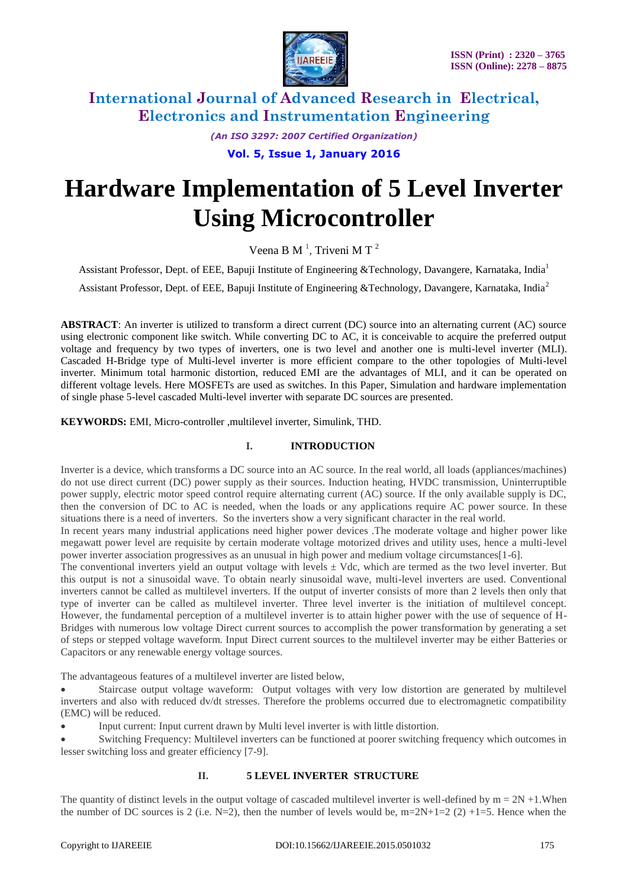# International Journal of Advanced Research in Electrical, Electronics and Instrumentation Engineering

*(An ISO 3297: 2007 Certified Organization)*

**Vol. 5, Issue 1, January 2016**

# Hardware Implementation of 5 Level Inverter Using Microcontroller

Veena B M [1], Triveni M T [2]

Assistant Professor, Dept. of EEE, Bapuji Institute of Engineering &Technology, Davangere, Karnataka, India[1]

Assistant Professor, Dept. of EEE, Bapuji Institute of Engineering &Technology, Davangere, Karnataka, India[2]

**ABSTRACT**: An inverter is utilized to transform a direct current (DC) source into an alternating current (AC) source using electronic component like switch. While converting DC to AC, it is conceivable to acquire the preferred output voltage and frequency by two types of inverters, one is two level and another one is multi-level inverter (MLI). Cascaded H-Bridge type of Multi-level inverter is more efficient compare to the other topologies of Multi-level inverter. Minimum total harmonic distortion, reduced EMI are the advantages of MLI, and it can be operated on different voltage levels. Here MOSFETs are used as switches. In this Paper, Simulation and hardware implementation of single phase 5-level cascaded Multi-level inverter with separate DC sources are presented.

**KEYWORDS:** EMI, Micro-controller ,multilevel inverter, Simulink, THD.

## I. INTRODUCTION

Inverter is a device, which transforms a DC source into an AC source. In the real world, all loads (appliances/machines) do not use direct current (DC) power supply as their sources. Induction heating, HVDC transmission, Uninterruptible power supply, electric motor speed control require alternating current (AC) source. If the only available supply is DC, then the conversion of DC to AC is needed, when the loads or any applications require AC power source. In these situations there is a need of inverters. So the inverters show a very significant character in the real world.

In recent years many industrial applications need higher power devices .The moderate voltage and higher power like megawatt power level are requisite by certain moderate voltage motorized drives and utility uses, hence a multi-level power inverter association progressives as an unusual in high power and medium voltage circumstances[1-6].

The conventional inverters yield an output voltage with levels ± Vdc, which are termed as the two level inverter. But this output is not a sinusoidal wave. To obtain nearly sinusoidal wave, multi-level inverters are used. Conventional inverters cannot be called as multilevel inverters. If the output of inverter consists of more than 2 levels then only that type of inverter can be called as multilevel inverter. Three level inverter is the initiation of multilevel concept. However, the fundamental perception of a multilevel inverter is to attain higher power with the use of sequence of H-Bridges with numerous low voltage Direct current sources to accomplish the power transformation by generating a set of steps or stepped voltage waveform. Input Direct current sources to the multilevel inverter may be either Batteries or Capacitors or any renewable energy voltage sources.

The advantageous features of a multilevel inverter are listed below,

- Staircase output voltage waveform: Output voltages with very low distortion are generated by multilevel inverters and also with reduced dv/dt stresses. Therefore the problems occurred due to electromagnetic compatibility (EMC) will be reduced.
- Input current: Input current drawn by Multi level inverter is with little distortion.
- Switching Frequency: Multilevel inverters can be functioned at poorer switching frequency which outcomes in lesser switching loss and greater efficiency [7-9].

## II. 5 LEVEL INVERTER STRUCTURE

The quantity of distinct levels in the output voltage of cascaded multilevel inverter is well-defined by $m = 2N + 1$.When the number of DC sources is 2 (i.e. N=2), then the number of levels would be, $m=2N+1=2\,(2)+1=5$. Hence when the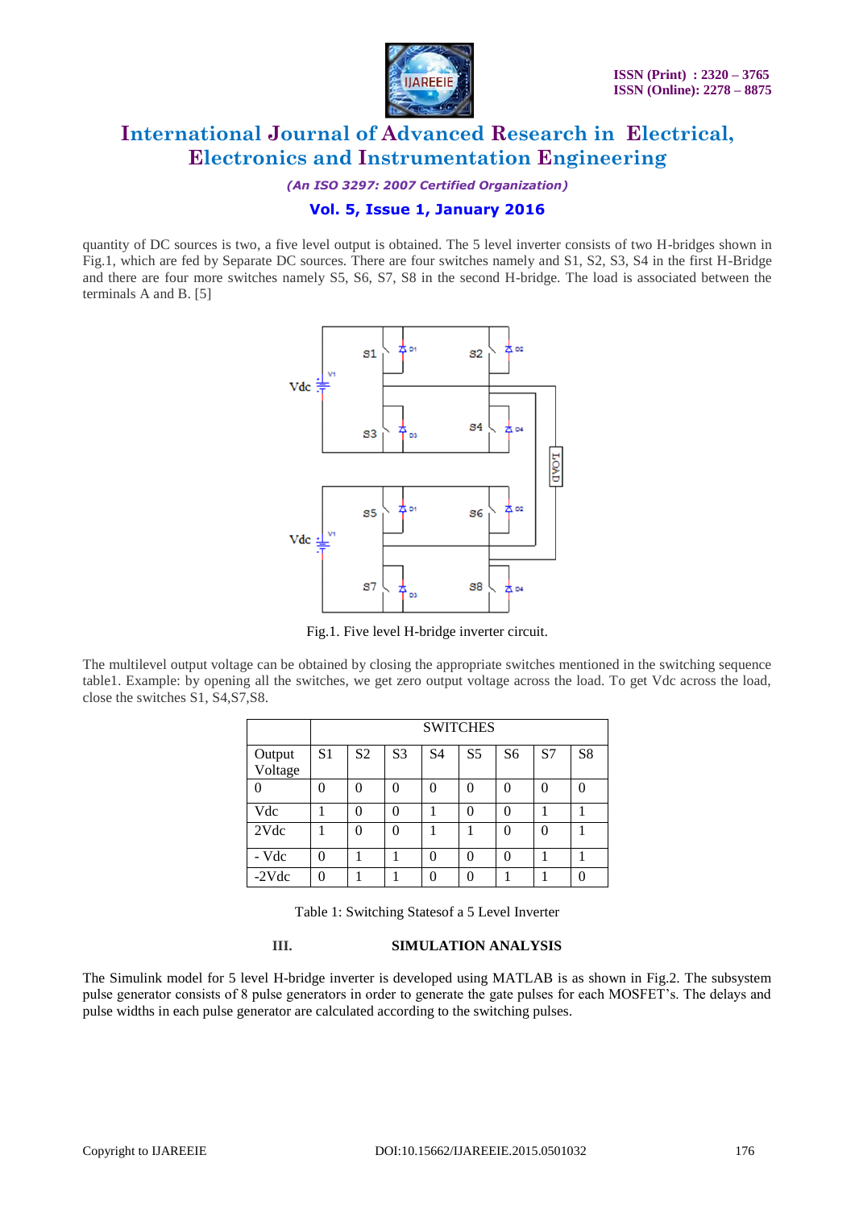quantity of DC sources is two, a five level output is obtained. The 5 level inverter consists of two H-bridges shown in Fig.1, which are fed by Separate DC sources. There are four switches namely and S1, S2, S3, S4 in the first H-Bridge and there are four more switches namely S5, S6, S7, S8 in the second H-bridge. The load is associated between the terminals A and B. [5]

Fig.1. Five level H-bridge inverter circuit.

The multilevel output voltage can be obtained by closing the appropriate switches mentioned in the switching sequence table1. Example: by opening all the switches, we get zero output voltage across the load. To get Vdc across the load, close the switches S1, S4,S7,S8.

| | SWITCHES | | | | | | | |
|---|---|---|---|---|---|---|---|---|
| Output Voltage | S1 | S2 | S3 | S4 | S5 | S6 | S7 | S8 |
| 0 | 0 | 0 | 0 | 0 | 0 | 0 | 0 | 0 |
| Vdc | 1 | 0 | 0 | 1 | 0 | 0 | 1 | 1 |
| 2Vdc | 1 | 0 | 0 | 1 | 1 | 0 | 0 | 1 |
| - Vdc | 0 | 1 | 1 | 0 | 0 | 0 | 1 | 1 |
| -2Vdc | 0 | 1 | 1 | 0 | 0 | 1 | 1 | 0 |

Table 1: Switching Statesof a 5 Level Inverter

## III. SIMULATION ANALYSIS

The Simulink model for 5 level H-bridge inverter is developed using MATLAB is as shown in Fig.2. The subsystem pulse generator consists of 8 pulse generators in order to generate the gate pulses for each MOSFET's. The delays and pulse widths in each pulse generator are calculated according to the switching pulses.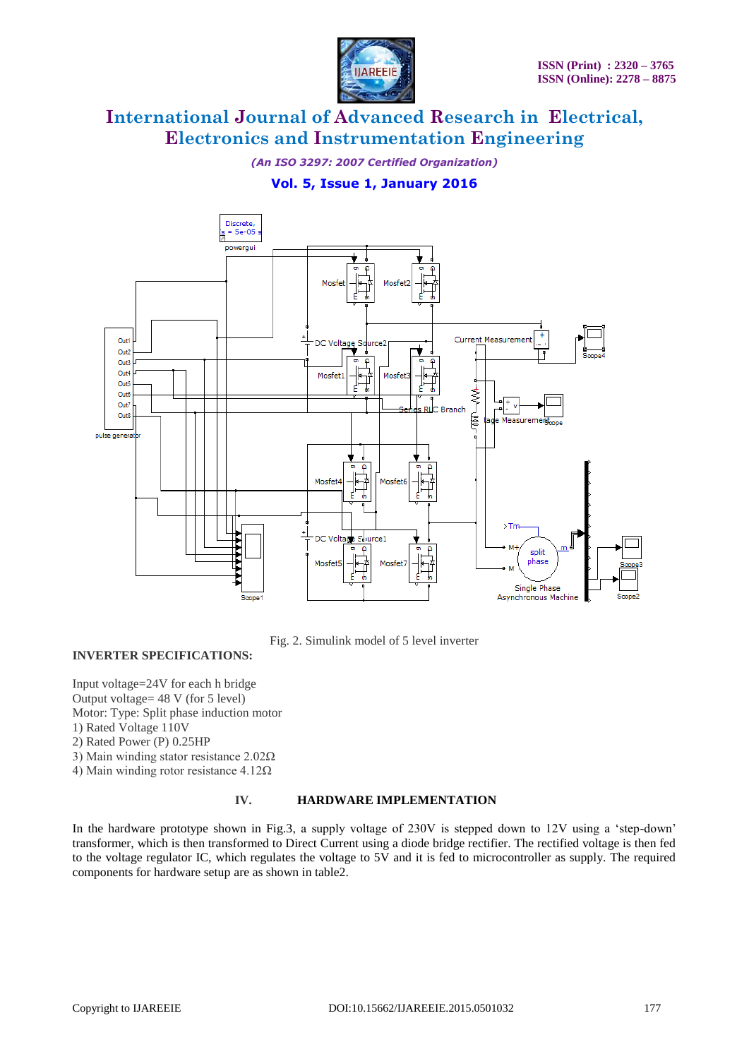Fig. 2. Simulink model of 5 level inverter

**INVERTER SPECIFICATIONS:**

Input voltage=24V for each h bridge
Output voltage= 48 V (for 5 level)
Motor: Type: Split phase induction motor
1) Rated Voltage 110V
2) Rated Power (P) 0.25HP
3) Main winding stator resistance 2.02Ω
4) Main winding rotor resistance 4.12Ω

## IV. HARDWARE IMPLEMENTATION

In the hardware prototype shown in Fig.3, a supply voltage of 230V is stepped down to 12V using a 'step-down' transformer, which is then transformed to Direct Current using a diode bridge rectifier. The rectified voltage is then fed to the voltage regulator IC, which regulates the voltage to 5V and it is fed to microcontroller as supply. The required components for hardware setup are as shown in table2.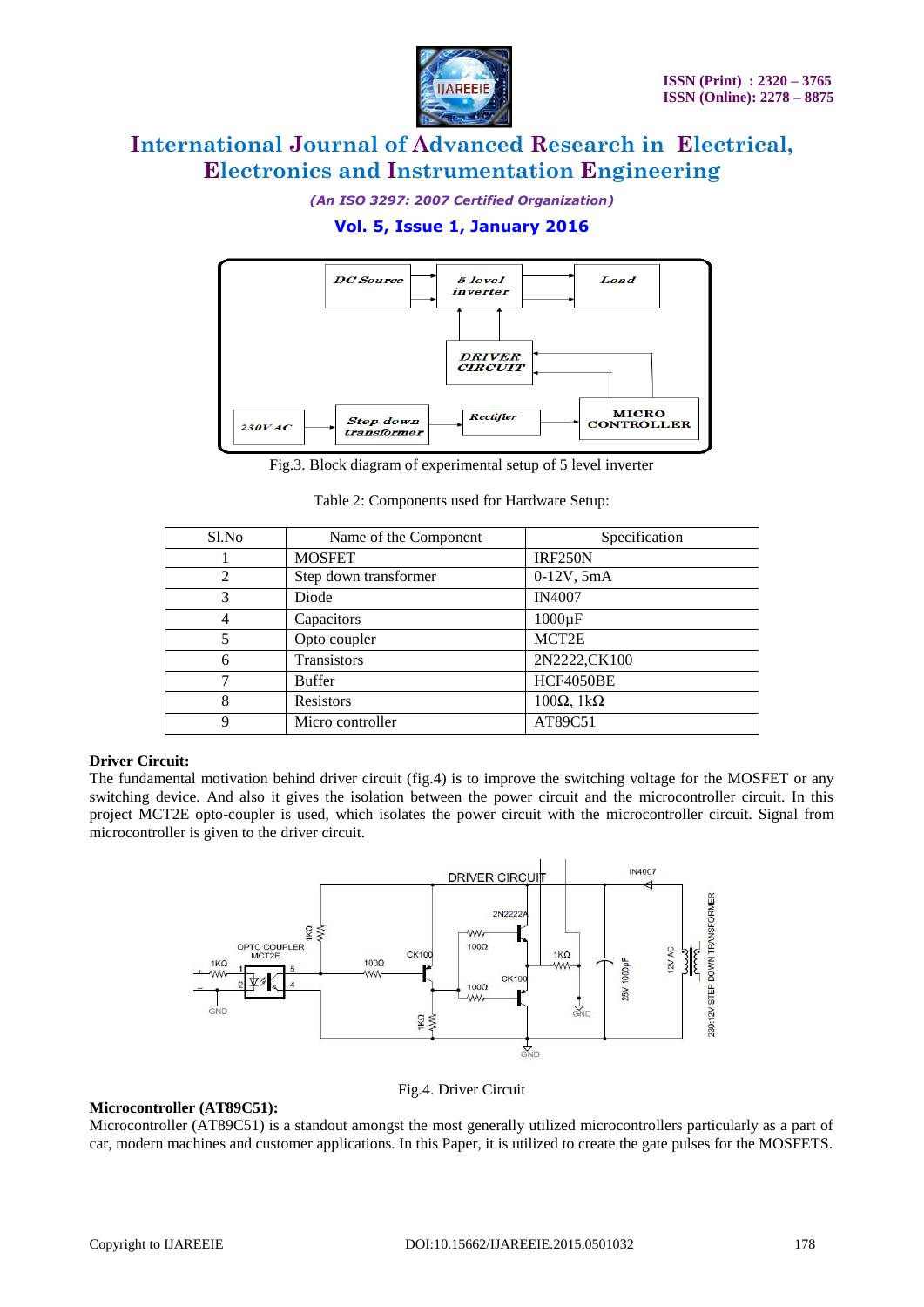Fig.3. Block diagram of experimental setup of 5 level inverter

Table 2: Components used for Hardware Setup:

| Sl.No | Name of the Component | Specification |
|---|---|---|
| 1 | MOSFET | IRF250N |
| 2 | Step down transformer | 0-12V, 5mA |
| 3 | Diode | IN4007 |
| 4 | Capacitors | 1000µF |
| 5 | Opto coupler | MCT2E |
| 6 | Transistors | 2N2222,CK100 |
| 7 | Buffer | HCF4050BE |
| 8 | Resistors | 100Ω, 1kΩ |
| 9 | Micro controller | AT89C51 |

**Driver Circuit:**

The fundamental motivation behind driver circuit (fig.4) is to improve the switching voltage for the MOSFET or any switching device. And also it gives the isolation between the power circuit and the microcontroller circuit. In this project MCT2E opto-coupler is used, which isolates the power circuit with the microcontroller circuit. Signal from microcontroller is given to the driver circuit.

Fig.4. Driver Circuit

**Microcontroller (AT89C51):**

Microcontroller (AT89C51) is a standout amongst the most generally utilized microcontrollers particularly as a part of car, modern machines and customer applications. In this Paper, it is utilized to create the gate pulses for the MOSFETS.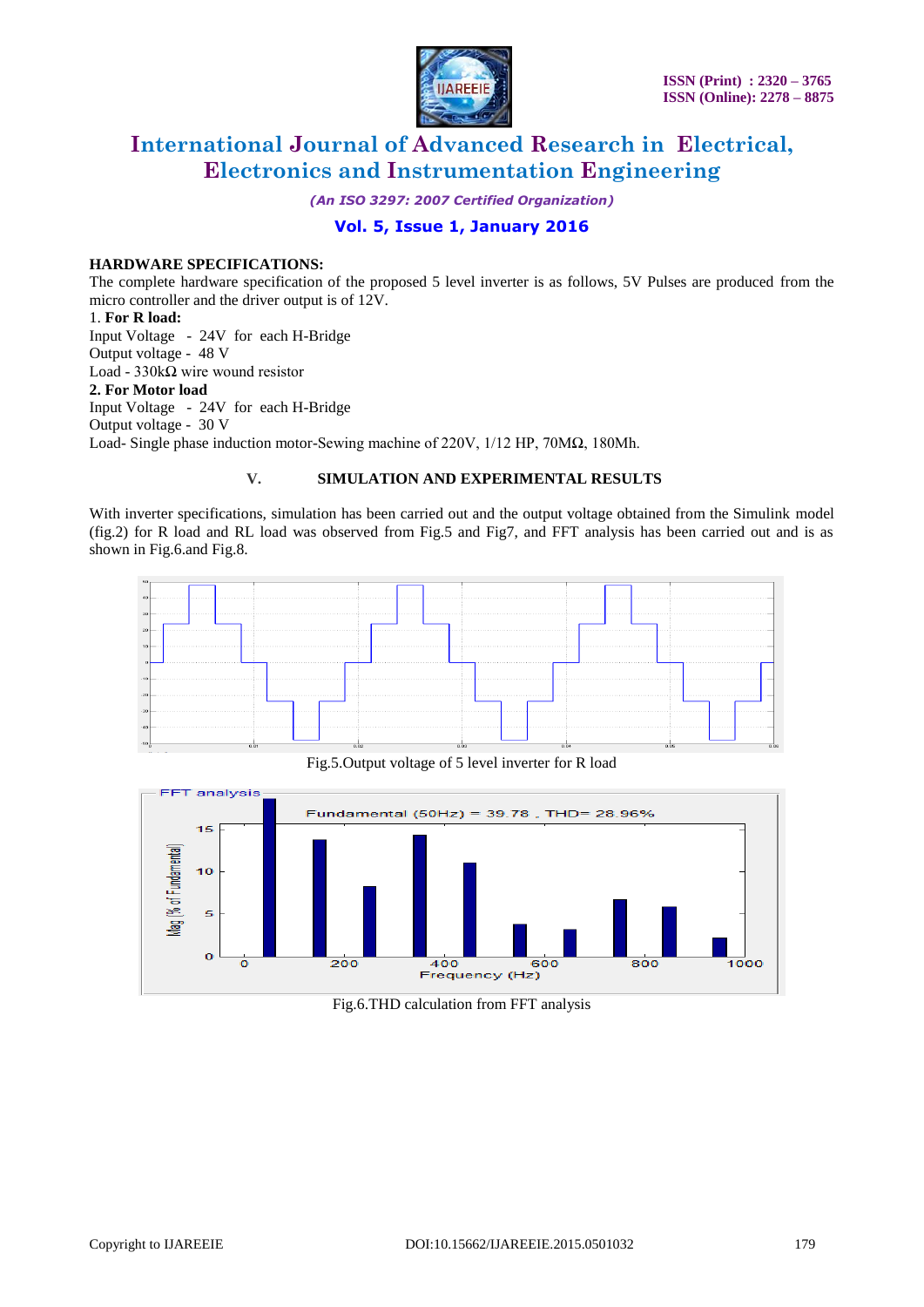**HARDWARE SPECIFICATIONS:**

The complete hardware specification of the proposed 5 level inverter is as follows, 5V Pulses are produced from the micro controller and the driver output is of 12V.

1. **For R load:**

Input Voltage - 24V for each H-Bridge
Output voltage - 48 V
Load - 330kΩ wire wound resistor

2. **For Motor load**

Input Voltage - 24V for each H-Bridge
Output voltage - 30 V
Load- Single phase induction motor-Sewing machine of 220V, 1/12 HP, 70MΩ, 180Mh.

## V. SIMULATION AND EXPERIMENTAL RESULTS

With inverter specifications, simulation has been carried out and the output voltage obtained from the Simulink model (fig.2) for R load and RL load was observed from Fig.5 and Fig7, and FFT analysis has been carried out and is as shown in Fig.6.and Fig.8.

Fig.5.Output voltage of 5 level inverter for R load

Fig.6.THD calculation from FFT analysis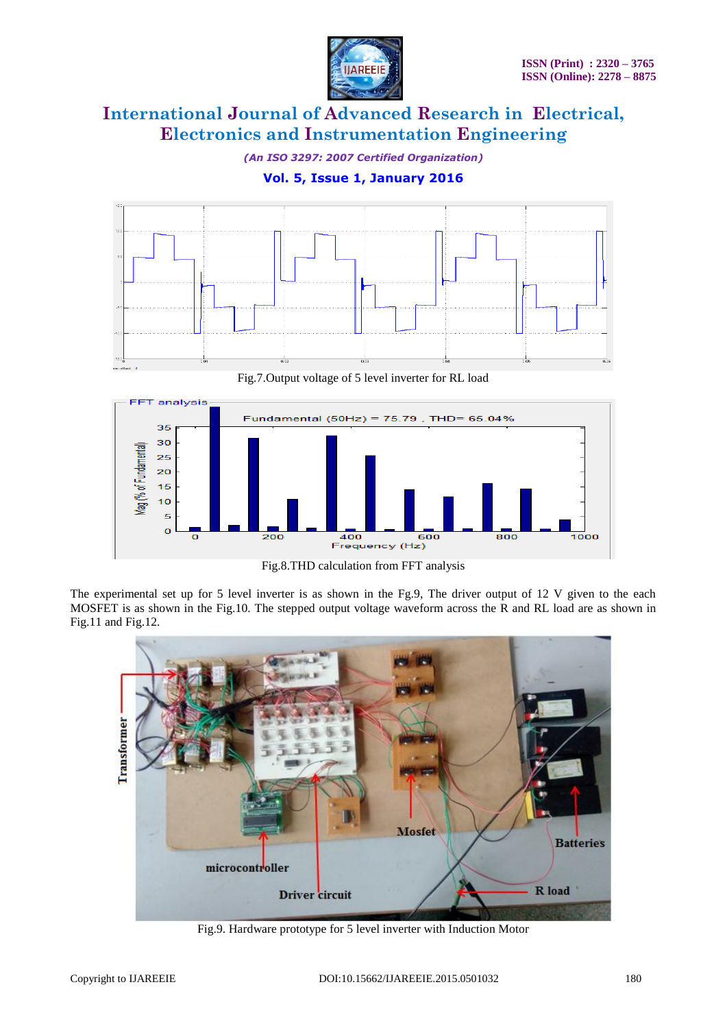Fig.7.Output voltage of 5 level inverter for RL load

Fig.8.THD calculation from FFT analysis

The experimental set up for 5 level inverter is as shown in the Fg.9, The driver output of 12 V given to the each MOSFET is as shown in the Fig.10. The stepped output voltage waveform across the R and RL load are as shown in Fig.11 and Fig.12.

Fig.9. Hardware prototype for 5 level inverter with Induction Motor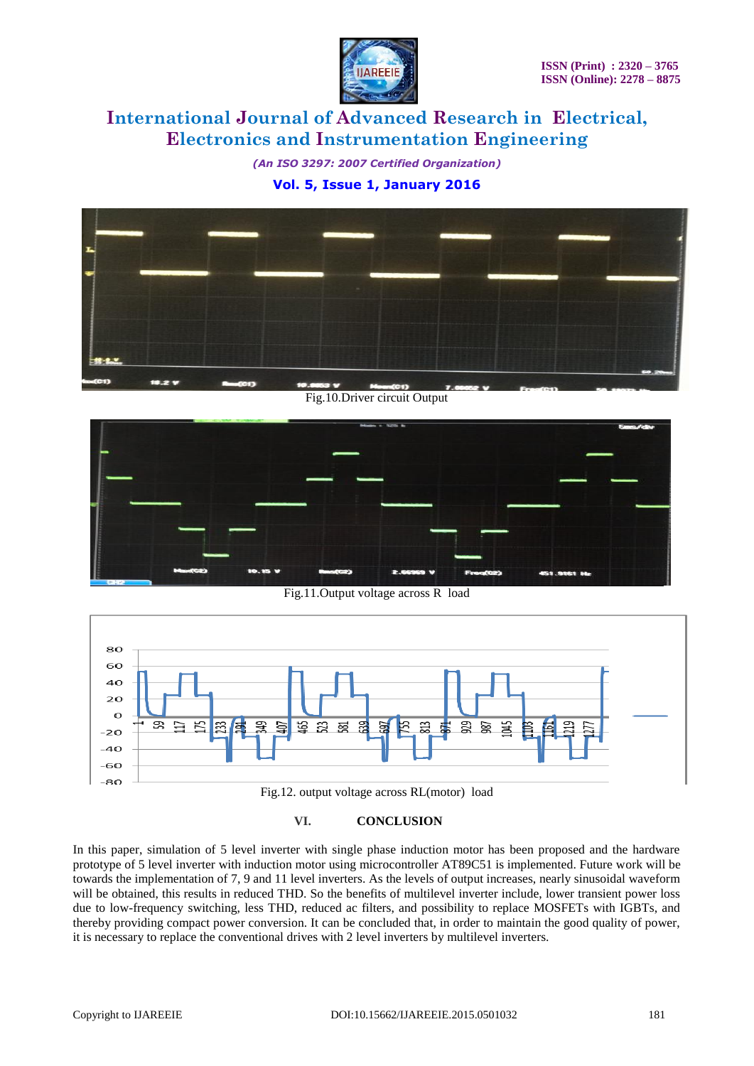Fig.10.Driver circuit Output

Fig.11.Output voltage across R load

Fig.12. output voltage across RL(motor) load

## VI. CONCLUSION

In this paper, simulation of 5 level inverter with single phase induction motor has been proposed and the hardware prototype of 5 level inverter with induction motor using microcontroller AT89C51 is implemented. Future work will be towards the implementation of 7, 9 and 11 level inverters. As the levels of output increases, nearly sinusoidal waveform will be obtained, this results in reduced THD. So the benefits of multilevel inverter include, lower transient power loss due to low-frequency switching, less THD, reduced ac filters, and possibility to replace MOSFETs with IGBTs, and thereby providing compact power conversion. It can be concluded that, in order to maintain the good quality of power, it is necessary to replace the conventional drives with 2 level inverters by multilevel inverters.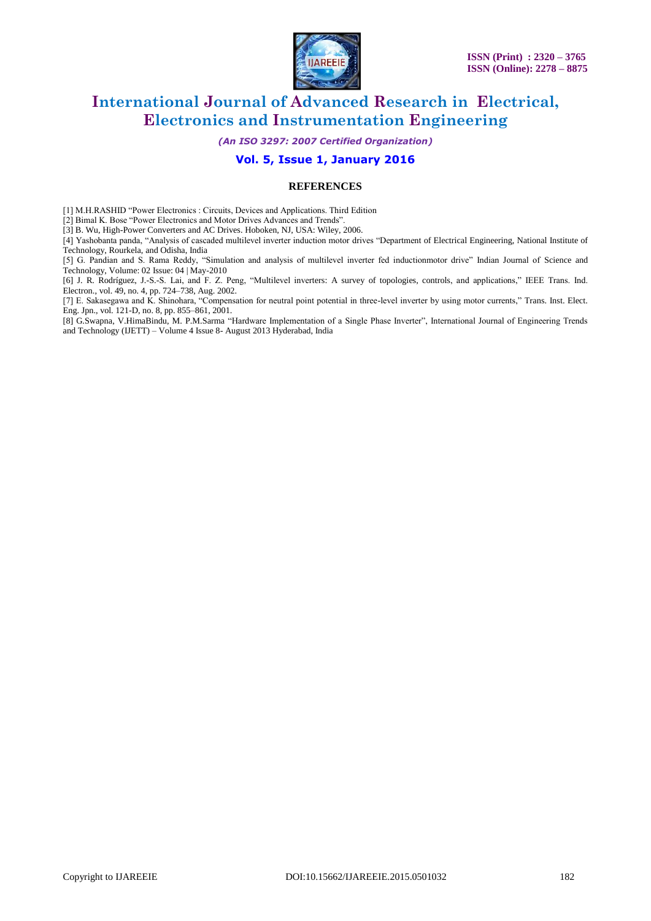## REFERENCES

[1] M.H.RASHID "Power Electronics : Circuits, Devices and Applications. Third Edition

[2] Bimal K. Bose "Power Electronics and Motor Drives Advances and Trends".

[3] B. Wu, High-Power Converters and AC Drives. Hoboken, NJ, USA: Wiley, 2006.

[4] Yashobanta panda, "Analysis of cascaded multilevel inverter induction motor drives "Department of Electrical Engineering, National Institute of Technology, Rourkela, and Odisha, India

[5] G. Pandian and S. Rama Reddy, "Simulation and analysis of multilevel inverter fed inductionmotor drive" Indian Journal of Science and Technology, Volume: 02 Issue: 04 | May-2010

[6] J. R. Rodríguez, J.-S.-S. Lai, and F. Z. Peng, "Multilevel inverters: A survey of topologies, controls, and applications," IEEE Trans. Ind. Electron., vol. 49, no. 4, pp. 724–738, Aug. 2002.

[7] E. Sakasegawa and K. Shinohara, "Compensation for neutral point potential in three-level inverter by using motor currents," Trans. Inst. Elect. Eng. Jpn., vol. 121-D, no. 8, pp. 855–861, 2001.

[8] G.Swapna, V.HimaBindu, M. P.M.Sarma "Hardware Implementation of a Single Phase Inverter", International Journal of Engineering Trends and Technology (IJETT) – Volume 4 Issue 8- August 2013 Hyderabad, India